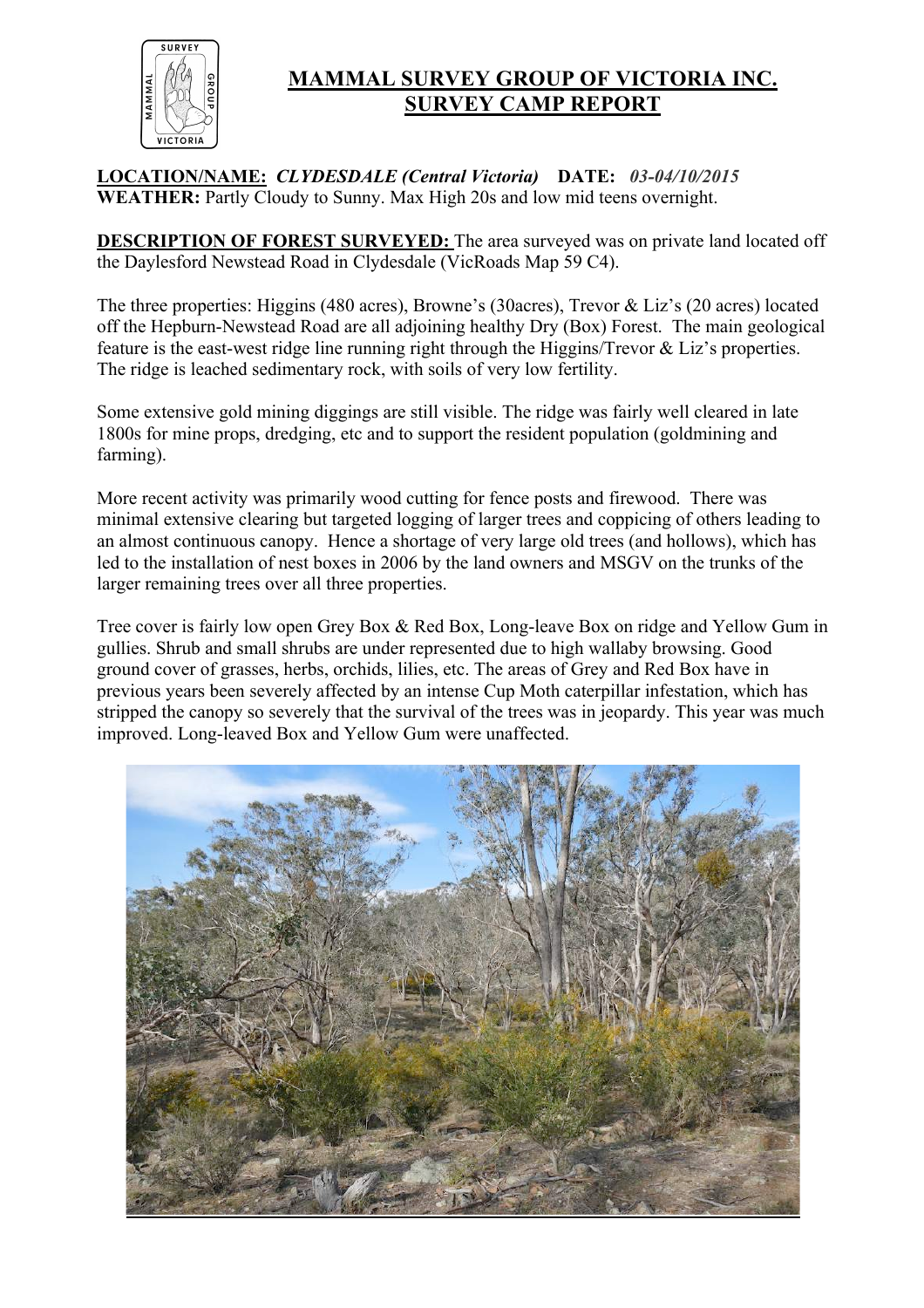# MAMMAL SURVEY GROUP OF VICTORIA INC.
# SURVEY CAMP REPORT

**LOCATION/NAME:** ***CLYDESDALE (Central Victoria)*** **DATE:** ***03-04/10/2015***
**WEATHER:** Partly Cloudy to Sunny. Max High 20s and low mid teens overnight.

**DESCRIPTION OF FOREST SURVEYED:** The area surveyed was on private land located off the Daylesford Newstead Road in Clydesdale (VicRoads Map 59 C4).

The three properties: Higgins (480 acres), Browne's (30acres), Trevor & Liz's (20 acres) located off the Hepburn-Newstead Road are all adjoining healthy Dry (Box) Forest. The main geological feature is the east-west ridge line running right through the Higgins/Trevor & Liz's properties. The ridge is leached sedimentary rock, with soils of very low fertility.

Some extensive gold mining diggings are still visible. The ridge was fairly well cleared in late 1800s for mine props, dredging, etc and to support the resident population (goldmining and farming).

More recent activity was primarily wood cutting for fence posts and firewood. There was minimal extensive clearing but targeted logging of larger trees and coppicing of others leading to an almost continuous canopy. Hence a shortage of very large old trees (and hollows), which has led to the installation of nest boxes in 2006 by the land owners and MSGV on the trunks of the larger remaining trees over all three properties.

Tree cover is fairly low open Grey Box & Red Box, Long-leave Box on ridge and Yellow Gum in gullies. Shrub and small shrubs are under represented due to high wallaby browsing. Good ground cover of grasses, herbs, orchids, lilies, etc. The areas of Grey and Red Box have in previous years been severely affected by an intense Cup Moth caterpillar infestation, which has stripped the canopy so severely that the survival of the trees was in jeopardy. This year was much improved. Long-leaved Box and Yellow Gum were unaffected.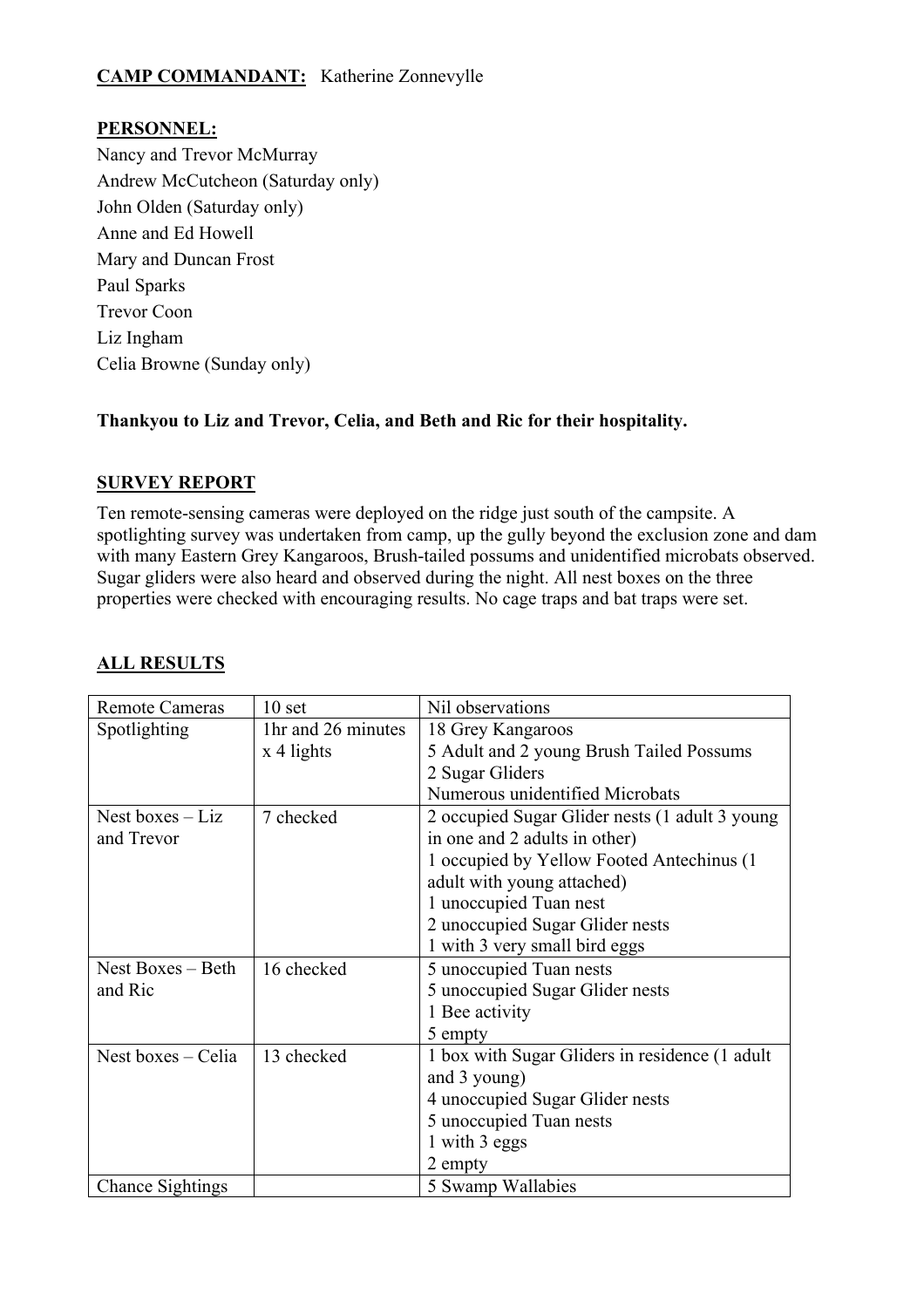**CAMP COMMANDANT:** Katherine Zonnevylle

**PERSONNEL:**

Nancy and Trevor McMurray
Andrew McCutcheon (Saturday only)
John Olden (Saturday only)
Anne and Ed Howell
Mary and Duncan Frost
Paul Sparks
Trevor Coon
Liz Ingham
Celia Browne (Sunday only)

**Thankyou to Liz and Trevor, Celia, and Beth and Ric for their hospitality.**

**SURVEY REPORT**

Ten remote-sensing cameras were deployed on the ridge just south of the campsite. A spotlighting survey was undertaken from camp, up the gully beyond the exclusion zone and dam with many Eastern Grey Kangaroos, Brush-tailed possums and unidentified microbats observed. Sugar gliders were also heard and observed during the night. All nest boxes on the three properties were checked with encouraging results. No cage traps and bat traps were set.

**ALL RESULTS**

| Remote Cameras | 10 set | Nil observations |
|---|---|---|
| Spotlighting | 1hr and 26 minutes x 4 lights | 18 Grey Kangaroos<br>5 Adult and 2 young Brush Tailed Possums<br>2 Sugar Gliders<br>Numerous unidentified Microbats |
| Nest boxes – Liz and Trevor | 7 checked | 2 occupied Sugar Glider nests (1 adult 3 young in one and 2 adults in other)<br>1 occupied by Yellow Footed Antechinus (1 adult with young attached)<br>1 unoccupied Tuan nest<br>2 unoccupied Sugar Glider nests<br>1 with 3 very small bird eggs |
| Nest Boxes – Beth and Ric | 16 checked | 5 unoccupied Tuan nests<br>5 unoccupied Sugar Glider nests<br>1 Bee activity<br>5 empty |
| Nest boxes – Celia | 13 checked | 1 box with Sugar Gliders in residence (1 adult and 3 young)<br>4 unoccupied Sugar Glider nests<br>5 unoccupied Tuan nests<br>1 with 3 eggs<br>2 empty |
| Chance Sightings | | 5 Swamp Wallabies |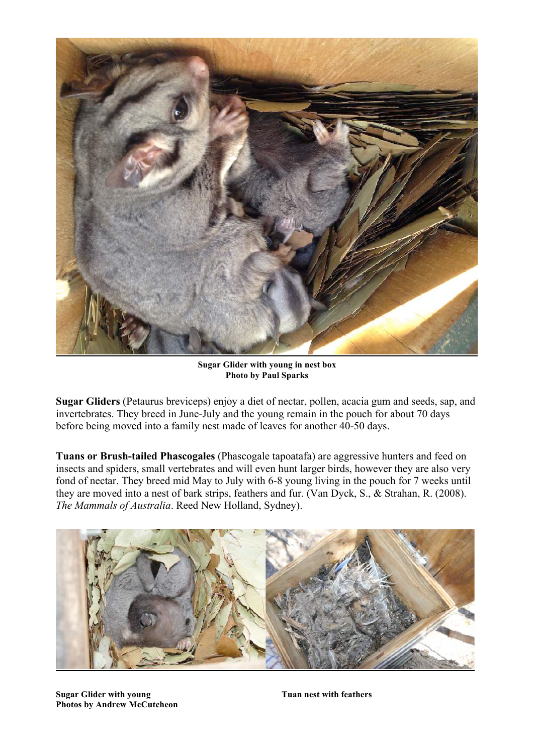**Sugar Glider with young in nest box**
**Photo by Paul Sparks**

**Sugar Gliders** (Petaurus breviceps) enjoy a diet of nectar, pollen, acacia gum and seeds, sap, and invertebrates. They breed in June-July and the young remain in the pouch for about 70 days before being moved into a family nest made of leaves for another 40-50 days.

**Tuans or Brush-tailed Phascogales** (Phascogale tapoatafa) are aggressive hunters and feed on insects and spiders, small vertebrates and will even hunt larger birds, however they are also very fond of nectar. They breed mid May to July with 6-8 young living in the pouch for 7 weeks until they are moved into a nest of bark strips, feathers and fur. (Van Dyck, S., & Strahan, R. (2008). *The Mammals of Australia*. Reed New Holland, Sydney).

**Sugar Glider with young**
**Photos by Andrew McCutcheon**

**Tuan nest with feathers**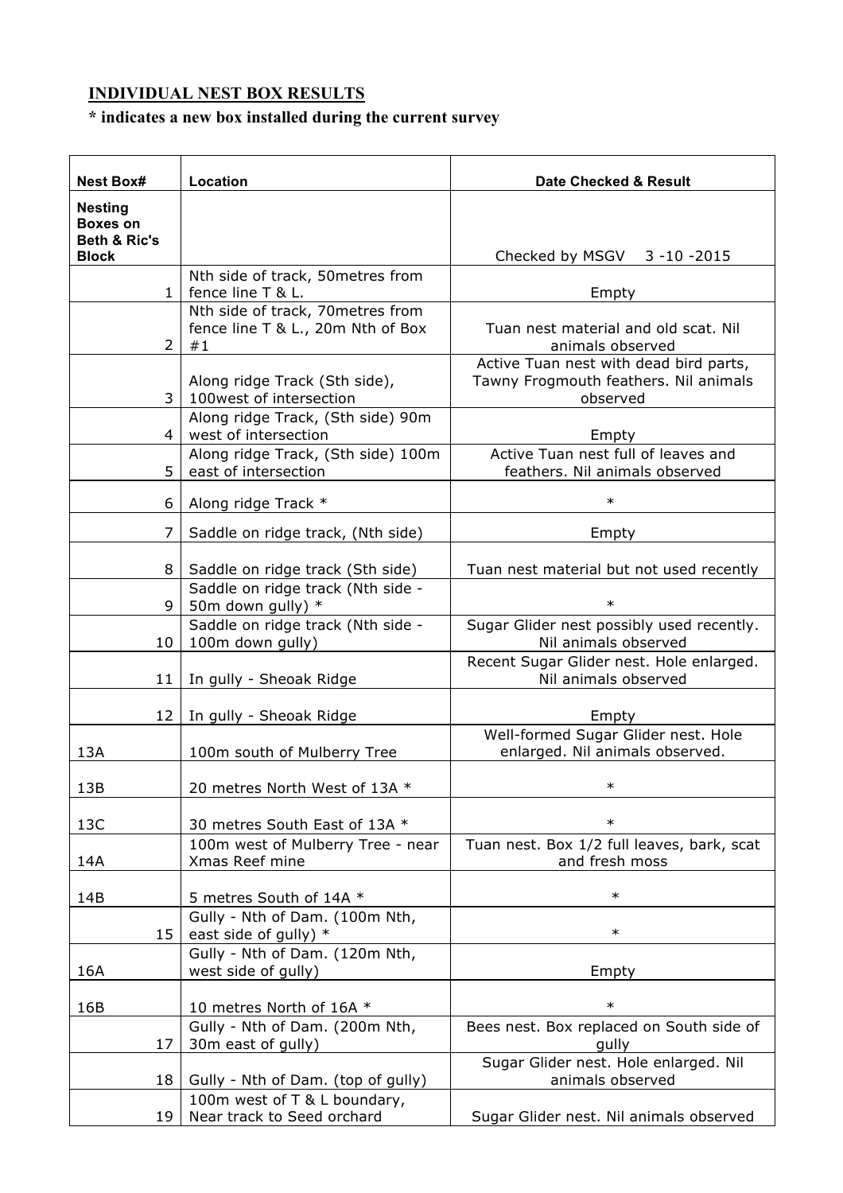**INDIVIDUAL NEST BOX RESULTS**

**\* indicates a new box installed during the current survey**

| Nest Box# | Location | Date Checked & Result |
|---|---|---|
| **Nesting Boxes on Beth & Ric's Block** | | Checked by MSGV 3 -10 -2015 |
| 1 | Nth side of track, 50metres from fence line T & L. | Empty |
| 2 | Nth side of track, 70metres from fence line T & L., 20m Nth of Box #1 | Tuan nest material and old scat. Nil animals observed |
| 3 | Along ridge Track (Sth side), 100west of intersection | Active Tuan nest with dead bird parts, Tawny Frogmouth feathers. Nil animals observed |
| 4 | Along ridge Track, (Sth side) 90m west of intersection | Empty |
| 5 | Along ridge Track, (Sth side) 100m east of intersection | Active Tuan nest full of leaves and feathers. Nil animals observed |
| 6 | Along ridge Track * | * |
| 7 | Saddle on ridge track, (Nth side) | Empty |
| 8 | Saddle on ridge track (Sth side) | Tuan nest material but not used recently |
| 9 | Saddle on ridge track (Nth side - 50m down gully) * | * |
| 10 | Saddle on ridge track (Nth side - 100m down gully) | Sugar Glider nest possibly used recently. Nil animals observed |
| 11 | In gully - Sheoak Ridge | Recent Sugar Glider nest. Hole enlarged. Nil animals observed |
| 12 | In gully - Sheoak Ridge | Empty |
| 13A | 100m south of Mulberry Tree | Well-formed Sugar Glider nest. Hole enlarged. Nil animals observed. |
| 13B | 20 metres North West of 13A * | * |
| 13C | 30 metres South East of 13A * | * |
| 14A | 100m west of Mulberry Tree - near Xmas Reef mine | Tuan nest. Box 1/2 full leaves, bark, scat and fresh moss |
| 14B | 5 metres South of 14A * | * |
| 15 | Gully - Nth of Dam. (100m Nth, east side of gully) * | * |
| 16A | Gully - Nth of Dam. (120m Nth, west side of gully) | Empty |
| 16B | 10 metres North of 16A * | * |
| 17 | Gully - Nth of Dam. (200m Nth, 30m east of gully) | Bees nest. Box replaced on South side of gully |
| 18 | Gully - Nth of Dam. (top of gully) | Sugar Glider nest. Hole enlarged. Nil animals observed |
| 19 | 100m west of T & L boundary, Near track to Seed orchard | Sugar Glider nest. Nil animals observed |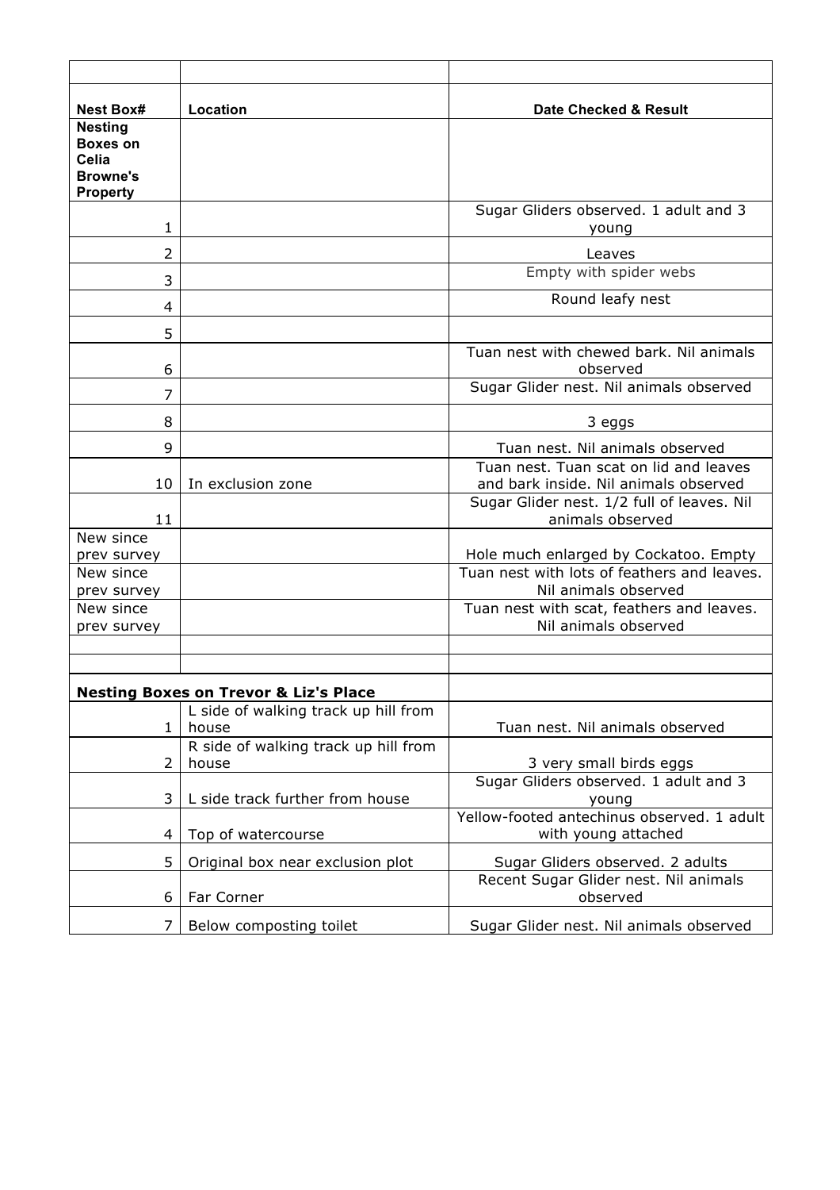| | | |
|---|---|---|
| **Nest Box#** | **Location** | **Date Checked & Result** |
| **Nesting Boxes on Celia Browne's Property** | | |
| 1 | | Sugar Gliders observed. 1 adult and 3 young |
| 2 | | Leaves |
| 3 | | Empty with spider webs |
| 4 | | Round leafy nest |
| 5 | | |
| 6 | | Tuan nest with chewed bark. Nil animals observed |
| 7 | | Sugar Glider nest. Nil animals observed |
| 8 | | 3 eggs |
| 9 | | Tuan nest. Nil animals observed |
| 10 | In exclusion zone | Tuan nest. Tuan scat on lid and leaves and bark inside. Nil animals observed |
| 11 | | Sugar Glider nest. 1/2 full of leaves. Nil animals observed |
| New since prev survey | | Hole much enlarged by Cockatoo. Empty |
| New since prev survey | | Tuan nest with lots of feathers and leaves. Nil animals observed |
| New since prev survey | | Tuan nest with scat, feathers and leaves. Nil animals observed |
| | | |
| | | |
| **Nesting Boxes on Trevor & Liz's Place** | | |
| 1 | L side of walking track up hill from house | Tuan nest. Nil animals observed |
| 2 | R side of walking track up hill from house | 3 very small birds eggs |
| 3 | L side track further from house | Sugar Gliders observed. 1 adult and 3 young |
| 4 | Top of watercourse | Yellow-footed antechinus observed. 1 adult with young attached |
| 5 | Original box near exclusion plot | Sugar Gliders observed. 2 adults |
| 6 | Far Corner | Recent Sugar Glider nest. Nil animals observed |
| 7 | Below composting toilet | Sugar Glider nest. Nil animals observed |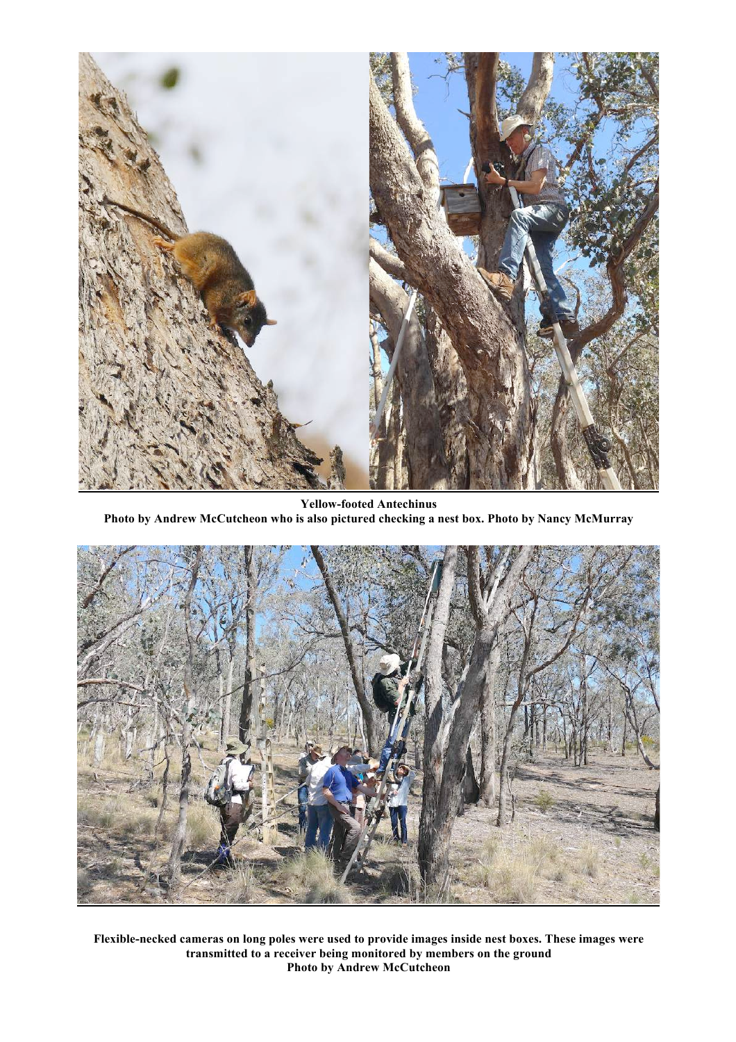**Yellow-footed Antechinus**
**Photo by Andrew McCutcheon who is also pictured checking a nest box. Photo by Nancy McMurray**

**Flexible-necked cameras on long poles were used to provide images inside nest boxes. These images were transmitted to a receiver being monitored by members on the ground**
**Photo by Andrew McCutcheon**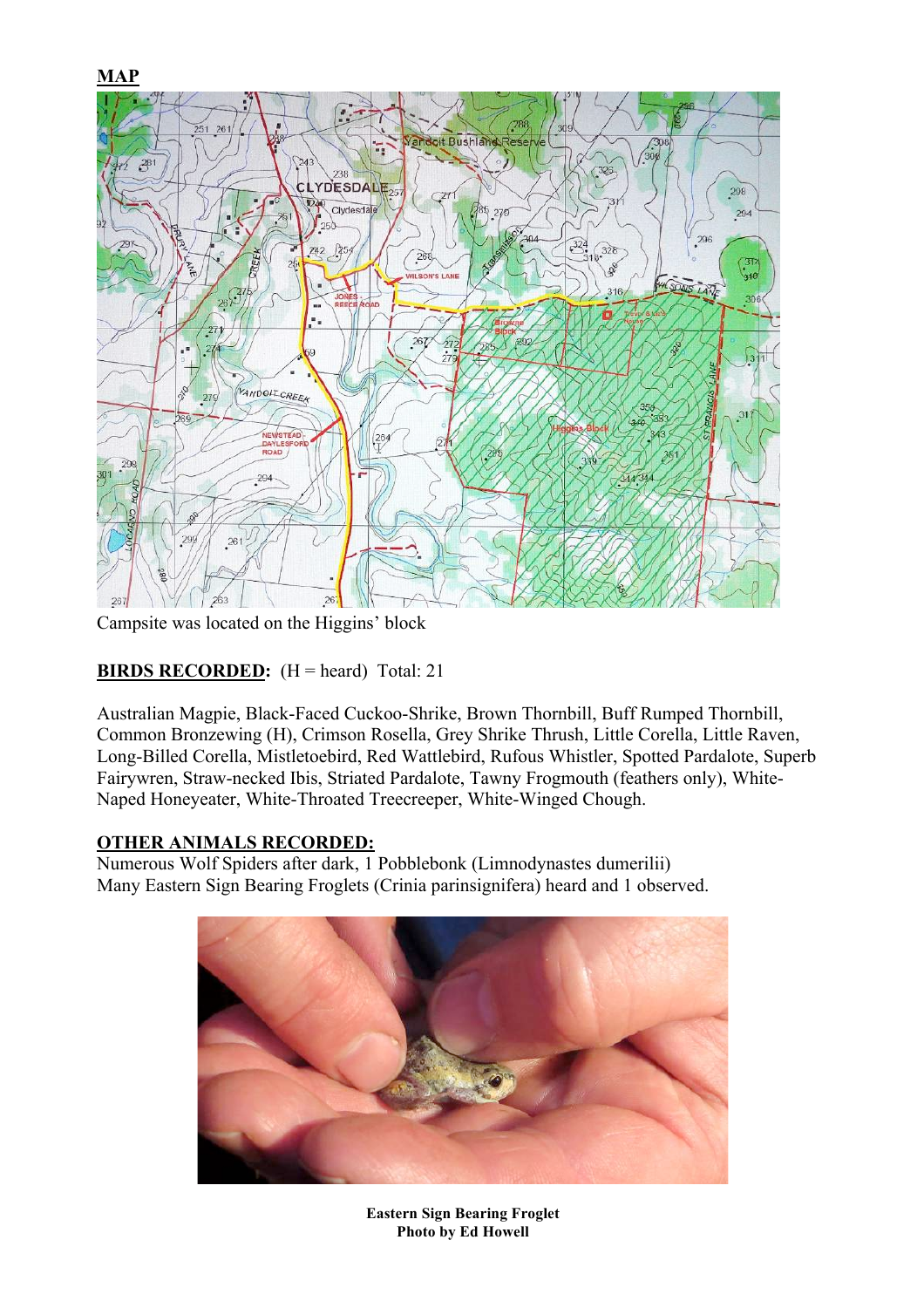**MAP**

Campsite was located on the Higgins' block

**BIRDS RECORDED:** (H = heard) Total: 21

Australian Magpie, Black-Faced Cuckoo-Shrike, Brown Thornbill, Buff Rumped Thornbill, Common Bronzewing (H), Crimson Rosella, Grey Shrike Thrush, Little Corella, Little Raven, Long-Billed Corella, Mistletoebird, Red Wattlebird, Rufous Whistler, Spotted Pardalote, Superb Fairywren, Straw-necked Ibis, Striated Pardalote, Tawny Frogmouth (feathers only), White-Naped Honeyeater, White-Throated Treecreeper, White-Winged Chough.

**OTHER ANIMALS RECORDED:**

Numerous Wolf Spiders after dark, 1 Pobblebonk (Limnodynastes dumerilii)
Many Eastern Sign Bearing Froglets (Crinia parinsignifera) heard and 1 observed.

**Eastern Sign Bearing Froglet**
**Photo by Ed Howell**